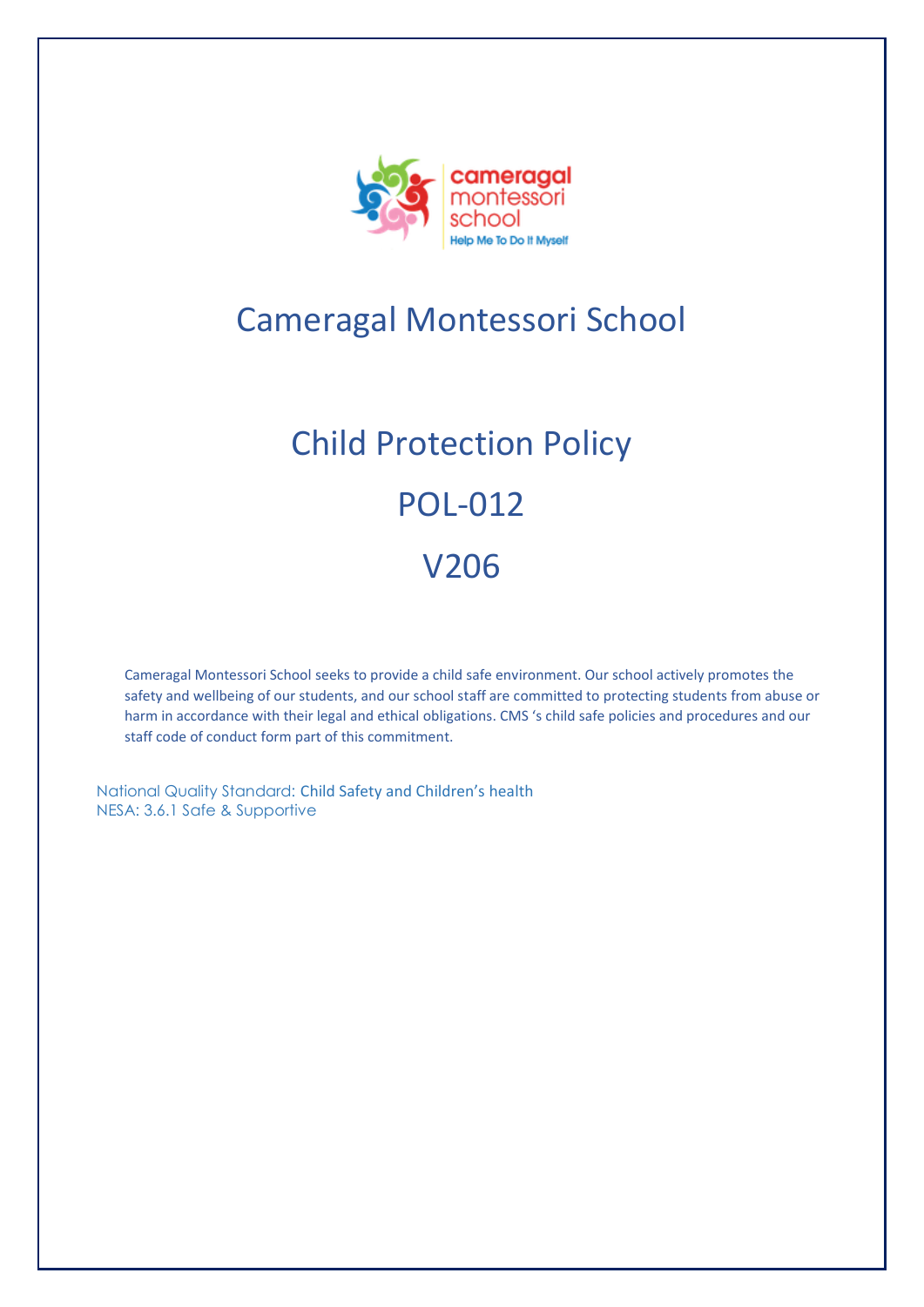# Cameragal Montessori School

## Child Protection Policy

## POL-012

## V206

Cameragal Montessori School seeks to provide a child safe environment. Our school actively promotes the safety and wellbeing of our students, and our school staff are committed to protecting students from abuse or harm in accordance with their legal and ethical obligations. CMS 's child safe policies and procedures and our staff code of conduct form part of this commitment.

National Quality Standard: Child Safety and Children's health
NESA: 3.6.1 Safe & Supportive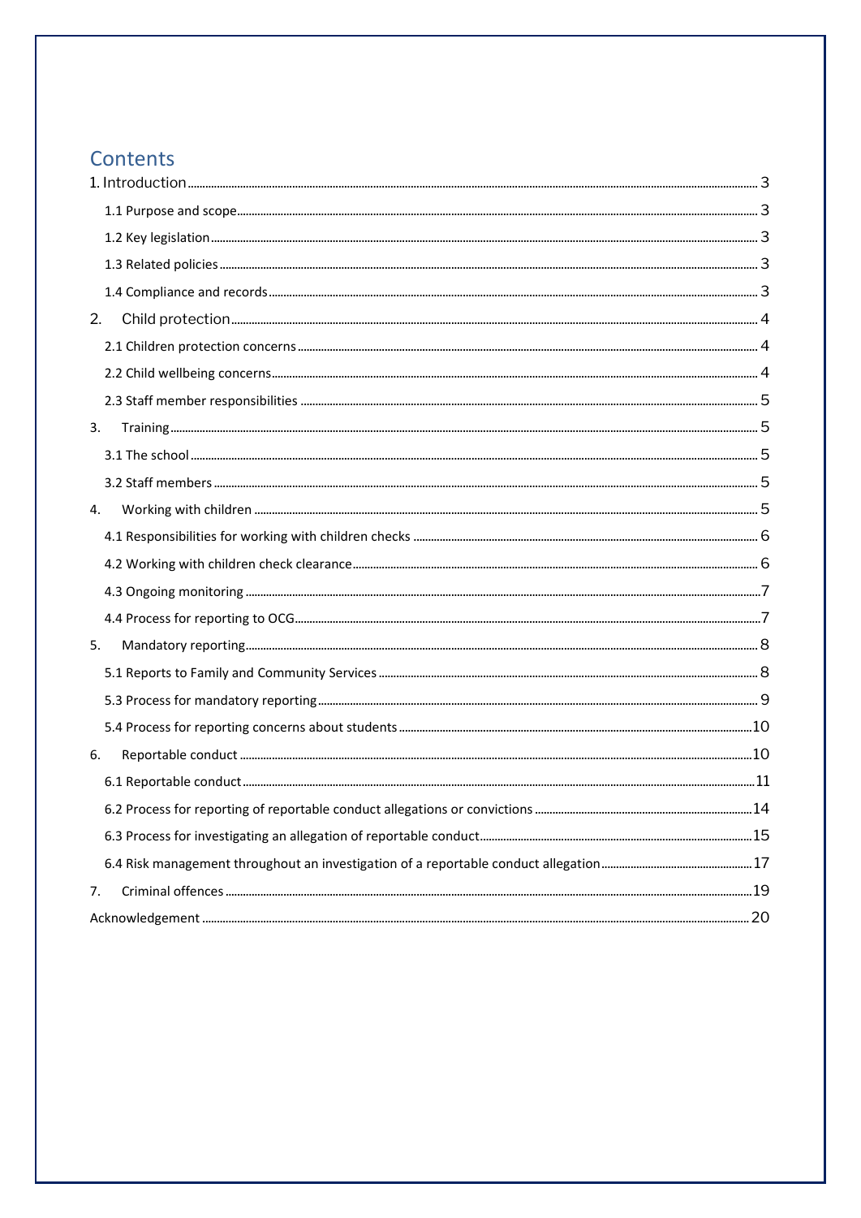# Contents

1. Introduction ........ 3
   - 1.1 Purpose and scope ........ 3
   - 1.2 Key legislation ........ 3
   - 1.3 Related policies ........ 3
   - 1.4 Compliance and records ........ 3
2. Child protection ........ 4
   - 2.1 Children protection concerns ........ 4
   - 2.2 Child wellbeing concerns ........ 4
   - 2.3 Staff member responsibilities ........ 5
3. Training ........ 5
   - 3.1 The school ........ 5
   - 3.2 Staff members ........ 5
4. Working with children ........ 5
   - 4.1 Responsibilities for working with children checks ........ 6
   - 4.2 Working with children check clearance ........ 6
   - 4.3 Ongoing monitoring ........ 7
   - 4.4 Process for reporting to OCG ........ 7
5. Mandatory reporting ........ 8
   - 5.1 Reports to Family and Community Services ........ 8
   - 5.3 Process for mandatory reporting ........ 9
   - 5.4 Process for reporting concerns about students ........ 10
6. Reportable conduct ........ 10
   - 6.1 Reportable conduct ........ 11
   - 6.2 Process for reporting of reportable conduct allegations or convictions ........ 14
   - 6.3 Process for investigating an allegation of reportable conduct ........ 15
   - 6.4 Risk management throughout an investigation of a reportable conduct allegation ........ 17
7. Criminal offences ........ 19

Acknowledgement ........ 20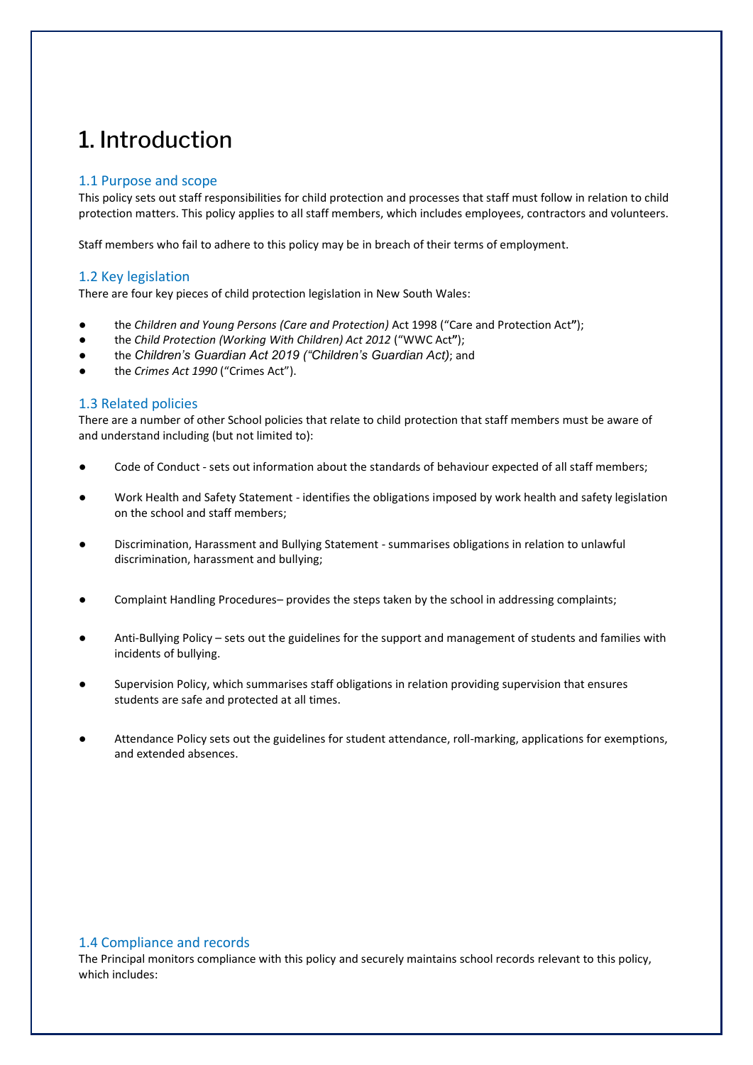# 1. Introduction

## 1.1 Purpose and scope

This policy sets out staff responsibilities for child protection and processes that staff must follow in relation to child protection matters. This policy applies to all staff members, which includes employees, contractors and volunteers.

Staff members who fail to adhere to this policy may be in breach of their terms of employment.

## 1.2 Key legislation

There are four key pieces of child protection legislation in New South Wales:

- the *Children and Young Persons (Care and Protection)* Act 1998 ("Care and Protection Act**"**);
- the *Child Protection (Working With Children) Act 2012* ("WWC Act**"**);
- the *Children's Guardian Act 2019 ("Children's Guardian Act)*; and
- the *Crimes Act 1990* ("Crimes Act").

## 1.3 Related policies

There are a number of other School policies that relate to child protection that staff members must be aware of and understand including (but not limited to):

- Code of Conduct - sets out information about the standards of behaviour expected of all staff members;
- Work Health and Safety Statement - identifies the obligations imposed by work health and safety legislation on the school and staff members;
- Discrimination, Harassment and Bullying Statement - summarises obligations in relation to unlawful discrimination, harassment and bullying;
- Complaint Handling Procedures– provides the steps taken by the school in addressing complaints;
- Anti-Bullying Policy – sets out the guidelines for the support and management of students and families with incidents of bullying.
- Supervision Policy, which summarises staff obligations in relation providing supervision that ensures students are safe and protected at all times.
- Attendance Policy sets out the guidelines for student attendance, roll-marking, applications for exemptions, and extended absences.

## 1.4 Compliance and records

The Principal monitors compliance with this policy and securely maintains school records relevant to this policy, which includes: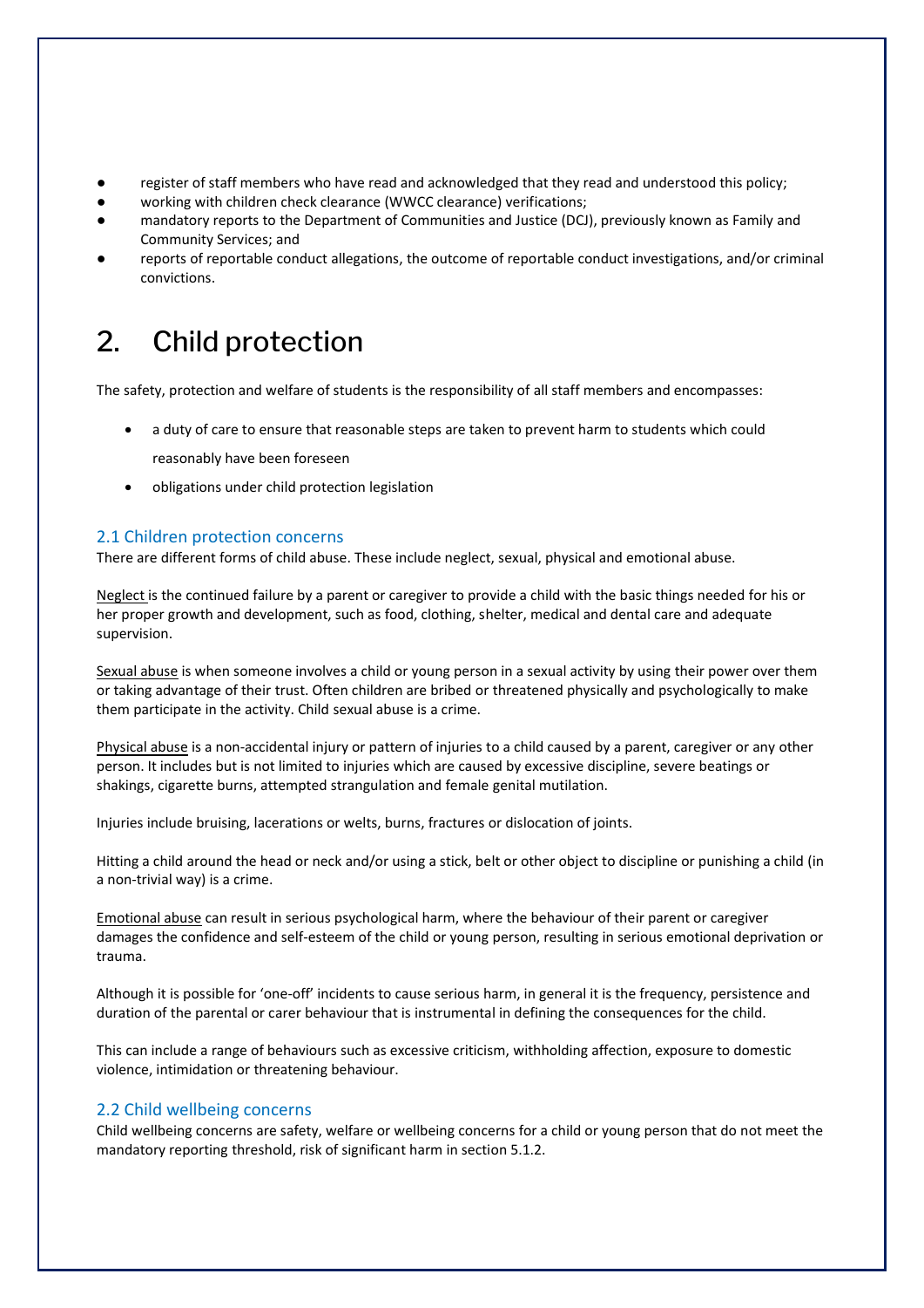- register of staff members who have read and acknowledged that they read and understood this policy;
- working with children check clearance (WWCC clearance) verifications;
- mandatory reports to the Department of Communities and Justice (DCJ), previously known as Family and Community Services; and
- reports of reportable conduct allegations, the outcome of reportable conduct investigations, and/or criminal convictions.

# 2. Child protection

The safety, protection and welfare of students is the responsibility of all staff members and encompasses:

- a duty of care to ensure that reasonable steps are taken to prevent harm to students which could reasonably have been foreseen
- obligations under child protection legislation

## 2.1 Children protection concerns

There are different forms of child abuse. These include neglect, sexual, physical and emotional abuse.

Neglect is the continued failure by a parent or caregiver to provide a child with the basic things needed for his or her proper growth and development, such as food, clothing, shelter, medical and dental care and adequate supervision.

Sexual abuse is when someone involves a child or young person in a sexual activity by using their power over them or taking advantage of their trust. Often children are bribed or threatened physically and psychologically to make them participate in the activity. Child sexual abuse is a crime.

Physical abuse is a non-accidental injury or pattern of injuries to a child caused by a parent, caregiver or any other person. It includes but is not limited to injuries which are caused by excessive discipline, severe beatings or shakings, cigarette burns, attempted strangulation and female genital mutilation.

Injuries include bruising, lacerations or welts, burns, fractures or dislocation of joints.

Hitting a child around the head or neck and/or using a stick, belt or other object to discipline or punishing a child (in a non-trivial way) is a crime.

Emotional abuse can result in serious psychological harm, where the behaviour of their parent or caregiver damages the confidence and self-esteem of the child or young person, resulting in serious emotional deprivation or trauma.

Although it is possible for 'one-off' incidents to cause serious harm, in general it is the frequency, persistence and duration of the parental or carer behaviour that is instrumental in defining the consequences for the child.

This can include a range of behaviours such as excessive criticism, withholding affection, exposure to domestic violence, intimidation or threatening behaviour.

## 2.2 Child wellbeing concerns

Child wellbeing concerns are safety, welfare or wellbeing concerns for a child or young person that do not meet the mandatory reporting threshold, risk of significant harm in section 5.1.2.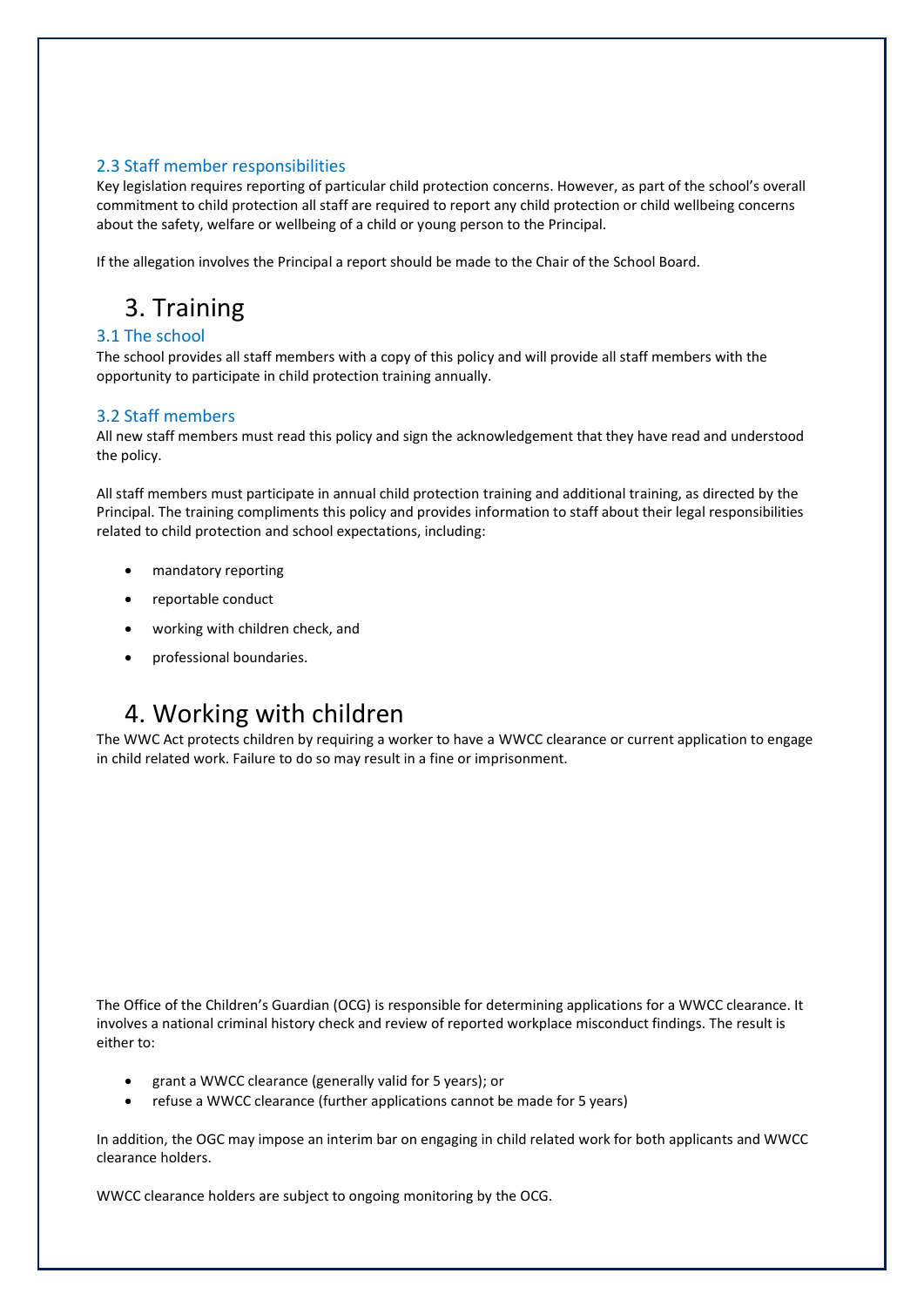### 2.3 Staff member responsibilities

Key legislation requires reporting of particular child protection concerns. However, as part of the school's overall commitment to child protection all staff are required to report any child protection or child wellbeing concerns about the safety, welfare or wellbeing of a child or young person to the Principal.

If the allegation involves the Principal a report should be made to the Chair of the School Board.

# 3. Training

### 3.1 The school

The school provides all staff members with a copy of this policy and will provide all staff members with the opportunity to participate in child protection training annually.

### 3.2 Staff members

All new staff members must read this policy and sign the acknowledgement that they have read and understood the policy.

All staff members must participate in annual child protection training and additional training, as directed by the Principal. The training compliments this policy and provides information to staff about their legal responsibilities related to child protection and school expectations, including:

- mandatory reporting
- reportable conduct
- working with children check, and
- professional boundaries.

# 4. Working with children

The WWC Act protects children by requiring a worker to have a WWCC clearance or current application to engage in child related work. Failure to do so may result in a fine or imprisonment.

The Office of the Children's Guardian (OCG) is responsible for determining applications for a WWCC clearance. It involves a national criminal history check and review of reported workplace misconduct findings. The result is either to:

- grant a WWCC clearance (generally valid for 5 years); or
- refuse a WWCC clearance (further applications cannot be made for 5 years)

In addition, the OGC may impose an interim bar on engaging in child related work for both applicants and WWCC clearance holders.

WWCC clearance holders are subject to ongoing monitoring by the OCG.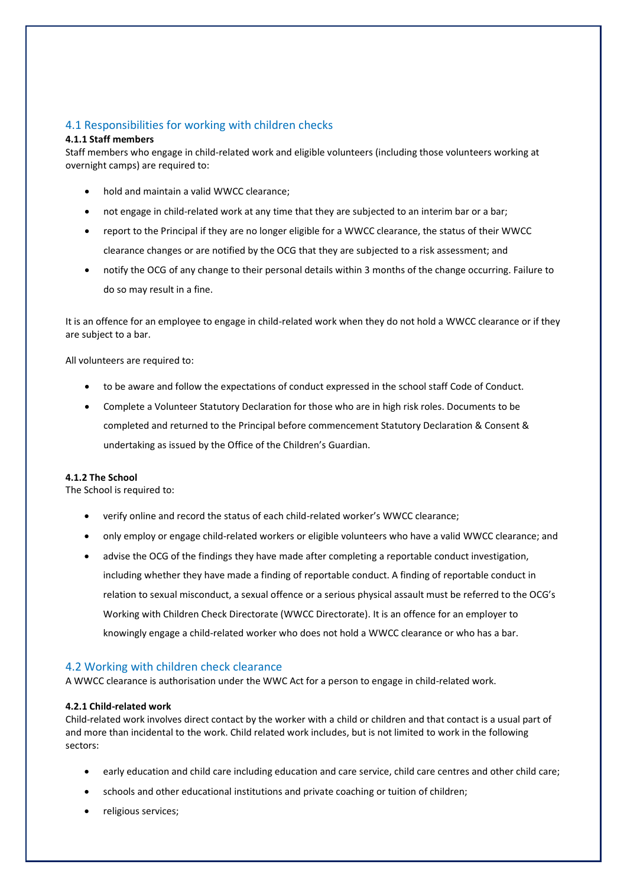## 4.1 Responsibilities for working with children checks

**4.1.1 Staff members**

Staff members who engage in child-related work and eligible volunteers (including those volunteers working at overnight camps) are required to:

- hold and maintain a valid WWCC clearance;
- not engage in child-related work at any time that they are subjected to an interim bar or a bar;
- report to the Principal if they are no longer eligible for a WWCC clearance, the status of their WWCC clearance changes or are notified by the OCG that they are subjected to a risk assessment; and
- notify the OCG of any change to their personal details within 3 months of the change occurring. Failure to do so may result in a fine.

It is an offence for an employee to engage in child-related work when they do not hold a WWCC clearance or if they are subject to a bar.

All volunteers are required to:

- to be aware and follow the expectations of conduct expressed in the school staff Code of Conduct.
- Complete a Volunteer Statutory Declaration for those who are in high risk roles. Documents to be completed and returned to the Principal before commencement Statutory Declaration & Consent & undertaking as issued by the Office of the Children's Guardian.

**4.1.2 The School**

The School is required to:

- verify online and record the status of each child-related worker's WWCC clearance;
- only employ or engage child-related workers or eligible volunteers who have a valid WWCC clearance; and
- advise the OCG of the findings they have made after completing a reportable conduct investigation, including whether they have made a finding of reportable conduct. A finding of reportable conduct in relation to sexual misconduct, a sexual offence or a serious physical assault must be referred to the OCG's Working with Children Check Directorate (WWCC Directorate). It is an offence for an employer to knowingly engage a child-related worker who does not hold a WWCC clearance or who has a bar.

## 4.2 Working with children check clearance

A WWCC clearance is authorisation under the WWC Act for a person to engage in child-related work.

**4.2.1 Child-related work**

Child-related work involves direct contact by the worker with a child or children and that contact is a usual part of and more than incidental to the work. Child related work includes, but is not limited to work in the following sectors:

- early education and child care including education and care service, child care centres and other child care;
- schools and other educational institutions and private coaching or tuition of children;
- religious services;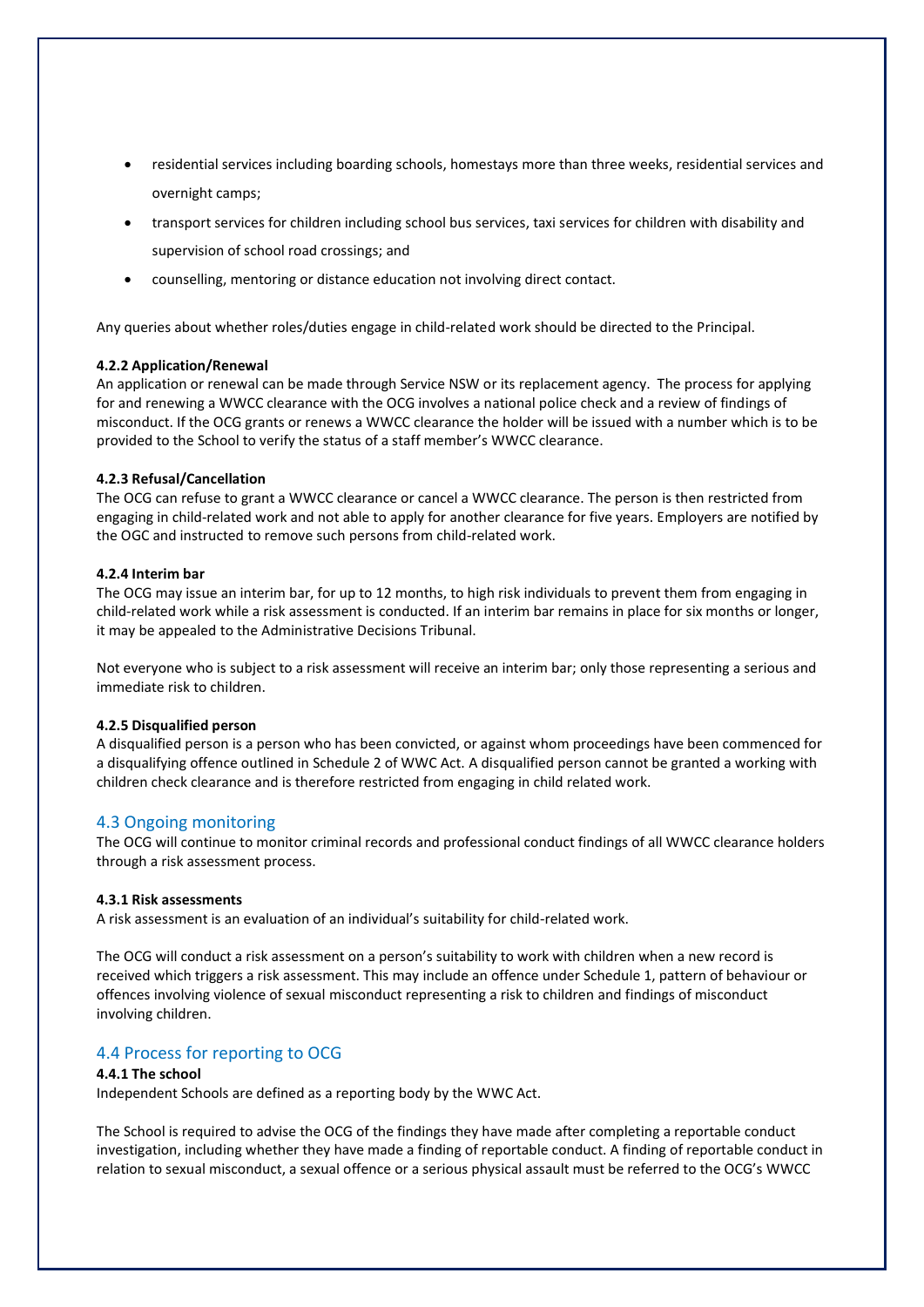- residential services including boarding schools, homestays more than three weeks, residential services and overnight camps;
- transport services for children including school bus services, taxi services for children with disability and supervision of school road crossings; and
- counselling, mentoring or distance education not involving direct contact.

Any queries about whether roles/duties engage in child-related work should be directed to the Principal.

#### 4.2.2 Application/Renewal

An application or renewal can be made through Service NSW or its replacement agency. The process for applying for and renewing a WWCC clearance with the OCG involves a national police check and a review of findings of misconduct. If the OCG grants or renews a WWCC clearance the holder will be issued with a number which is to be provided to the School to verify the status of a staff member's WWCC clearance.

#### 4.2.3 Refusal/Cancellation

The OCG can refuse to grant a WWCC clearance or cancel a WWCC clearance. The person is then restricted from engaging in child-related work and not able to apply for another clearance for five years. Employers are notified by the OGC and instructed to remove such persons from child-related work.

#### 4.2.4 Interim bar

The OCG may issue an interim bar, for up to 12 months, to high risk individuals to prevent them from engaging in child-related work while a risk assessment is conducted. If an interim bar remains in place for six months or longer, it may be appealed to the Administrative Decisions Tribunal.

Not everyone who is subject to a risk assessment will receive an interim bar; only those representing a serious and immediate risk to children.

#### 4.2.5 Disqualified person

A disqualified person is a person who has been convicted, or against whom proceedings have been commenced for a disqualifying offence outlined in Schedule 2 of WWC Act. A disqualified person cannot be granted a working with children check clearance and is therefore restricted from engaging in child related work.

## 4.3 Ongoing monitoring

The OCG will continue to monitor criminal records and professional conduct findings of all WWCC clearance holders through a risk assessment process.

#### 4.3.1 Risk assessments

A risk assessment is an evaluation of an individual's suitability for child-related work.

The OCG will conduct a risk assessment on a person's suitability to work with children when a new record is received which triggers a risk assessment. This may include an offence under Schedule 1, pattern of behaviour or offences involving violence of sexual misconduct representing a risk to children and findings of misconduct involving children.

## 4.4 Process for reporting to OCG

#### 4.4.1 The school

Independent Schools are defined as a reporting body by the WWC Act.

The School is required to advise the OCG of the findings they have made after completing a reportable conduct investigation, including whether they have made a finding of reportable conduct. A finding of reportable conduct in relation to sexual misconduct, a sexual offence or a serious physical assault must be referred to the OCG's WWCC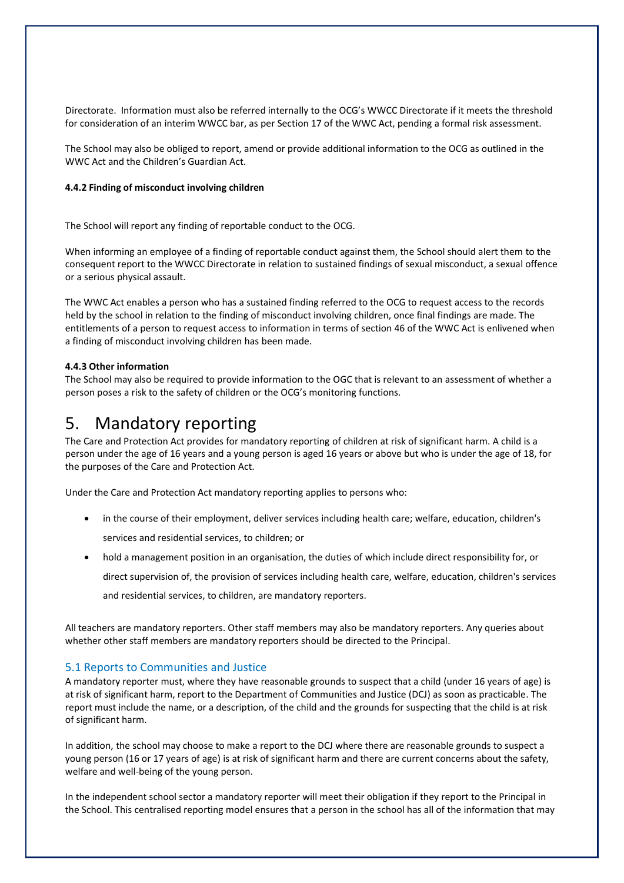Directorate. Information must also be referred internally to the OCG's WWCC Directorate if it meets the threshold for consideration of an interim WWCC bar, as per Section 17 of the WWC Act, pending a formal risk assessment.

The School may also be obliged to report, amend or provide additional information to the OCG as outlined in the WWC Act and the Children's Guardian Act.

#### 4.4.2 Finding of misconduct involving children

The School will report any finding of reportable conduct to the OCG.

When informing an employee of a finding of reportable conduct against them, the School should alert them to the consequent report to the WWCC Directorate in relation to sustained findings of sexual misconduct, a sexual offence or a serious physical assault.

The WWC Act enables a person who has a sustained finding referred to the OCG to request access to the records held by the school in relation to the finding of misconduct involving children, once final findings are made. The entitlements of a person to request access to information in terms of section 46 of the WWC Act is enlivened when a finding of misconduct involving children has been made.

#### 4.4.3 Other information

The School may also be required to provide information to the OGC that is relevant to an assessment of whether a person poses a risk to the safety of children or the OCG's monitoring functions.

# 5. Mandatory reporting

The Care and Protection Act provides for mandatory reporting of children at risk of significant harm. A child is a person under the age of 16 years and a young person is aged 16 years or above but who is under the age of 18, for the purposes of the Care and Protection Act.

Under the Care and Protection Act mandatory reporting applies to persons who:

- in the course of their employment, deliver services including health care; welfare, education, children's services and residential services, to children; or
- hold a management position in an organisation, the duties of which include direct responsibility for, or direct supervision of, the provision of services including health care, welfare, education, children's services and residential services, to children, are mandatory reporters.

All teachers are mandatory reporters. Other staff members may also be mandatory reporters. Any queries about whether other staff members are mandatory reporters should be directed to the Principal.

## 5.1 Reports to Communities and Justice

A mandatory reporter must, where they have reasonable grounds to suspect that a child (under 16 years of age) is at risk of significant harm, report to the Department of Communities and Justice (DCJ) as soon as practicable. The report must include the name, or a description, of the child and the grounds for suspecting that the child is at risk of significant harm.

In addition, the school may choose to make a report to the DCJ where there are reasonable grounds to suspect a young person (16 or 17 years of age) is at risk of significant harm and there are current concerns about the safety, welfare and well-being of the young person.

In the independent school sector a mandatory reporter will meet their obligation if they report to the Principal in the School. This centralised reporting model ensures that a person in the school has all of the information that may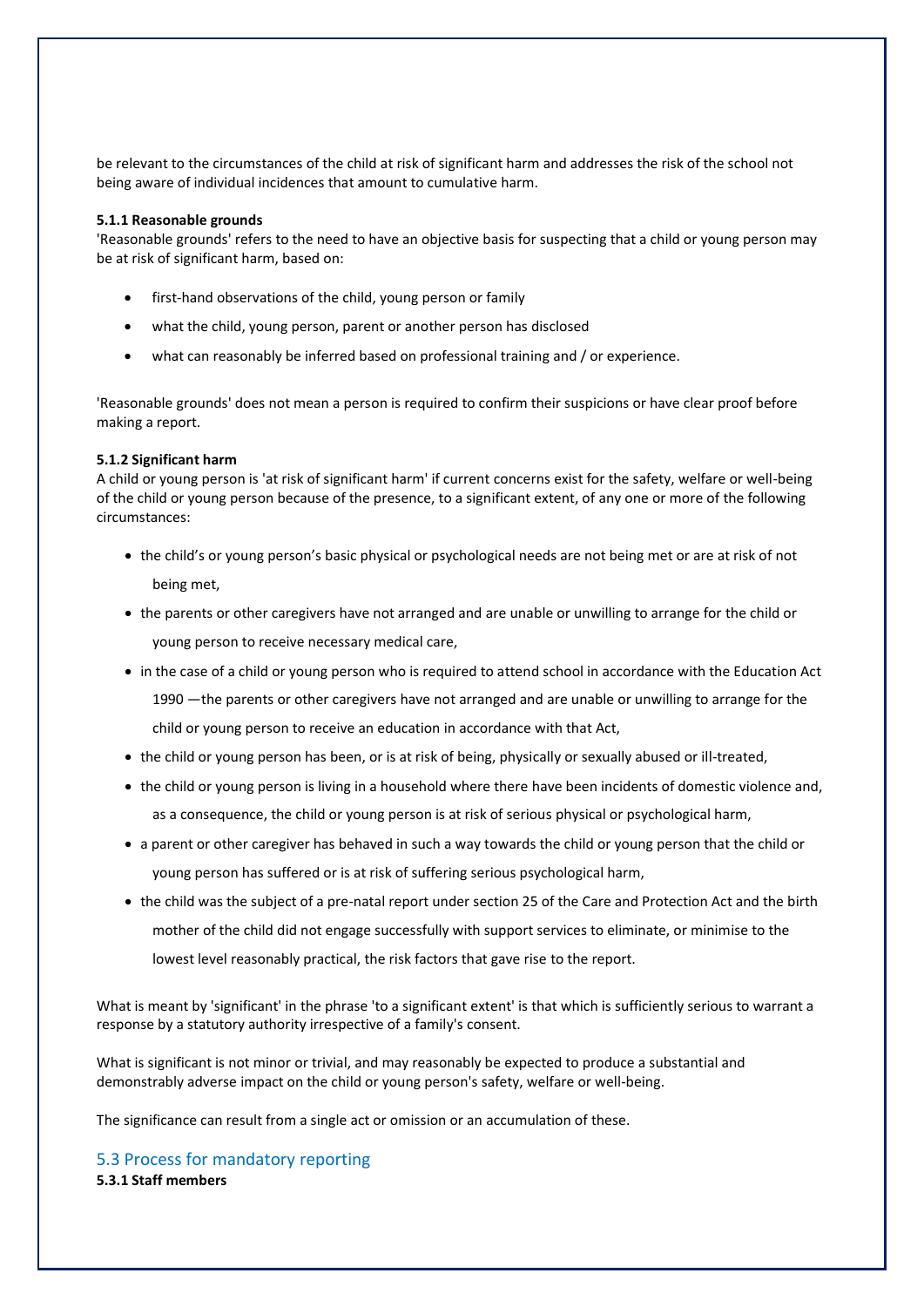be relevant to the circumstances of the child at risk of significant harm and addresses the risk of the school not being aware of individual incidences that amount to cumulative harm.

**5.1.1 Reasonable grounds**

'Reasonable grounds' refers to the need to have an objective basis for suspecting that a child or young person may be at risk of significant harm, based on:

- first-hand observations of the child, young person or family
- what the child, young person, parent or another person has disclosed
- what can reasonably be inferred based on professional training and / or experience.

'Reasonable grounds' does not mean a person is required to confirm their suspicions or have clear proof before making a report.

**5.1.2 Significant harm**

A child or young person is 'at risk of significant harm' if current concerns exist for the safety, welfare or well-being of the child or young person because of the presence, to a significant extent, of any one or more of the following circumstances:

- the child's or young person's basic physical or psychological needs are not being met or are at risk of not being met,
- the parents or other caregivers have not arranged and are unable or unwilling to arrange for the child or young person to receive necessary medical care,
- in the case of a child or young person who is required to attend school in accordance with the Education Act 1990 —the parents or other caregivers have not arranged and are unable or unwilling to arrange for the child or young person to receive an education in accordance with that Act,
- the child or young person has been, or is at risk of being, physically or sexually abused or ill-treated,
- the child or young person is living in a household where there have been incidents of domestic violence and, as a consequence, the child or young person is at risk of serious physical or psychological harm,
- a parent or other caregiver has behaved in such a way towards the child or young person that the child or young person has suffered or is at risk of suffering serious psychological harm,
- the child was the subject of a pre-natal report under section 25 of the Care and Protection Act and the birth mother of the child did not engage successfully with support services to eliminate, or minimise to the lowest level reasonably practical, the risk factors that gave rise to the report.

What is meant by 'significant' in the phrase 'to a significant extent' is that which is sufficiently serious to warrant a response by a statutory authority irrespective of a family's consent.

What is significant is not minor or trivial, and may reasonably be expected to produce a substantial and demonstrably adverse impact on the child or young person's safety, welfare or well-being.

The significance can result from a single act or omission or an accumulation of these.

## 5.3 Process for mandatory reporting

**5.3.1 Staff members**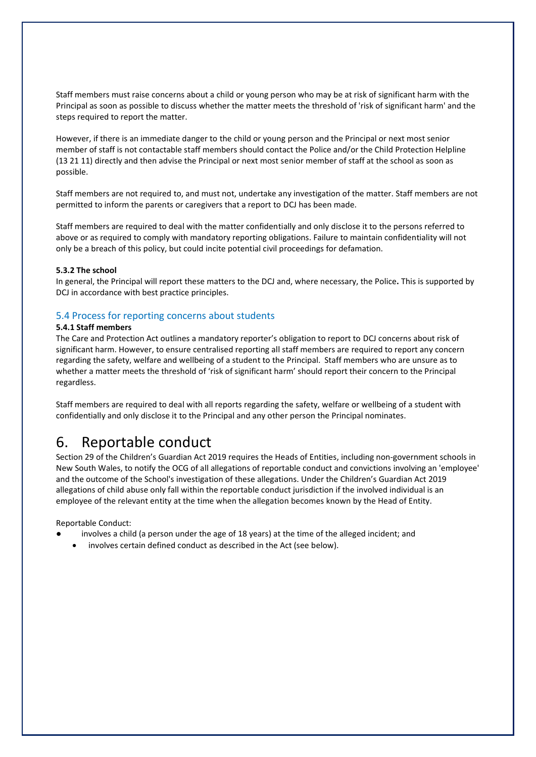Staff members must raise concerns about a child or young person who may be at risk of significant harm with the Principal as soon as possible to discuss whether the matter meets the threshold of 'risk of significant harm' and the steps required to report the matter.

However, if there is an immediate danger to the child or young person and the Principal or next most senior member of staff is not contactable staff members should contact the Police and/or the Child Protection Helpline (13 21 11) directly and then advise the Principal or next most senior member of staff at the school as soon as possible.

Staff members are not required to, and must not, undertake any investigation of the matter. Staff members are not permitted to inform the parents or caregivers that a report to DCJ has been made.

Staff members are required to deal with the matter confidentially and only disclose it to the persons referred to above or as required to comply with mandatory reporting obligations. Failure to maintain confidentiality will not only be a breach of this policy, but could incite potential civil proceedings for defamation.

#### 5.3.2 The school

In general, the Principal will report these matters to the DCJ and, where necessary, the Police**.** This is supported by DCJ in accordance with best practice principles.

### 5.4 Process for reporting concerns about students

#### 5.4.1 Staff members

The Care and Protection Act outlines a mandatory reporter's obligation to report to DCJ concerns about risk of significant harm. However, to ensure centralised reporting all staff members are required to report any concern regarding the safety, welfare and wellbeing of a student to the Principal. Staff members who are unsure as to whether a matter meets the threshold of 'risk of significant harm' should report their concern to the Principal regardless.

Staff members are required to deal with all reports regarding the safety, welfare or wellbeing of a student with confidentially and only disclose it to the Principal and any other person the Principal nominates.

## 6. Reportable conduct

Section 29 of the Children's Guardian Act 2019 requires the Heads of Entities, including non-government schools in New South Wales, to notify the OCG of all allegations of reportable conduct and convictions involving an 'employee' and the outcome of the School's investigation of these allegations. Under the Children's Guardian Act 2019 allegations of child abuse only fall within the reportable conduct jurisdiction if the involved individual is an employee of the relevant entity at the time when the allegation becomes known by the Head of Entity.

Reportable Conduct:

- involves a child (a person under the age of 18 years) at the time of the alleged incident; and
- involves certain defined conduct as described in the Act (see below).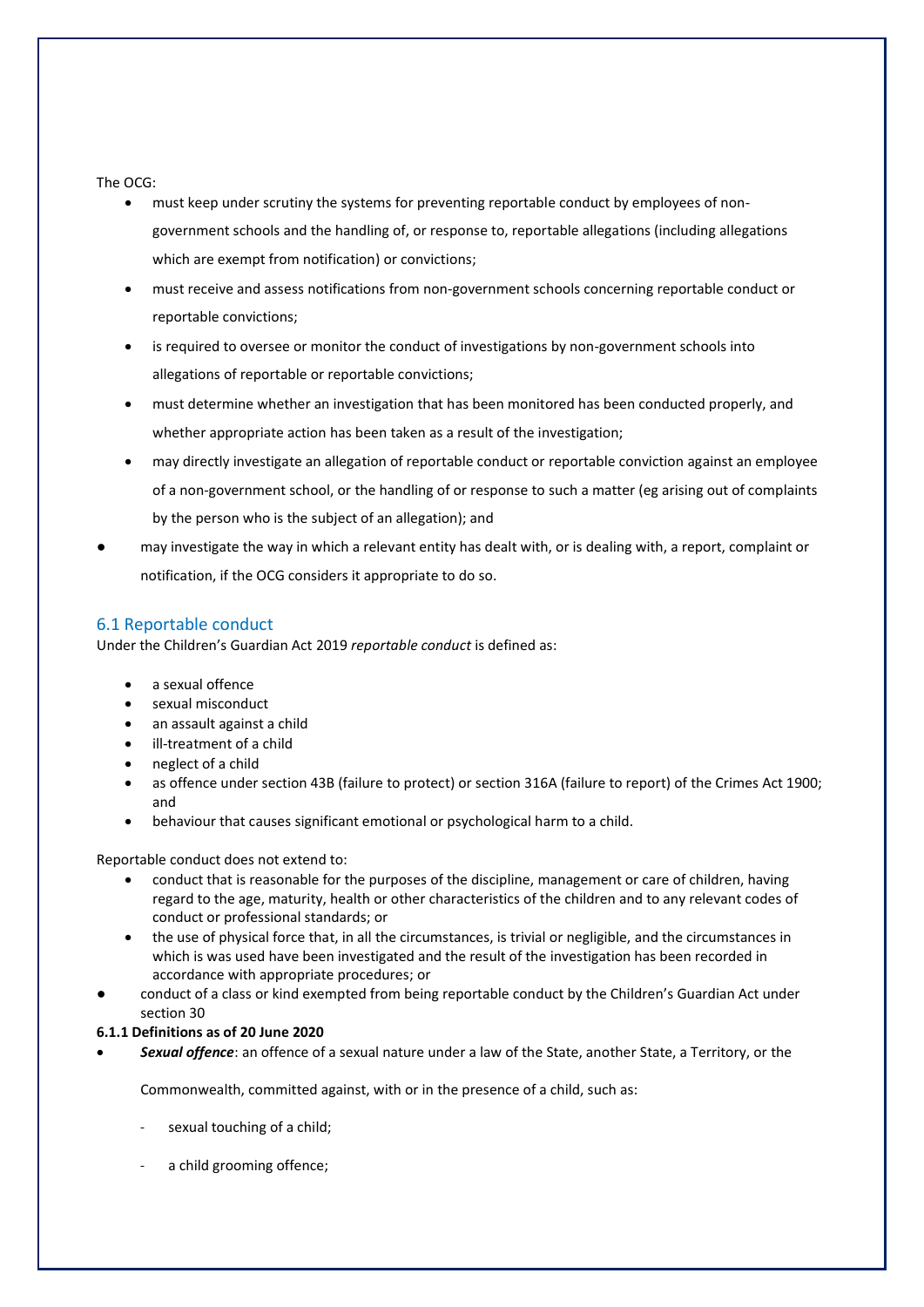The OCG:

- must keep under scrutiny the systems for preventing reportable conduct by employees of non-government schools and the handling of, or response to, reportable allegations (including allegations which are exempt from notification) or convictions;
- must receive and assess notifications from non-government schools concerning reportable conduct or reportable convictions;
- is required to oversee or monitor the conduct of investigations by non-government schools into allegations of reportable or reportable convictions;
- must determine whether an investigation that has been monitored has been conducted properly, and whether appropriate action has been taken as a result of the investigation;
- may directly investigate an allegation of reportable conduct or reportable conviction against an employee of a non-government school, or the handling of or response to such a matter (eg arising out of complaints by the person who is the subject of an allegation); and
- may investigate the way in which a relevant entity has dealt with, or is dealing with, a report, complaint or notification, if the OCG considers it appropriate to do so.

## 6.1 Reportable conduct

Under the Children's Guardian Act 2019 *reportable conduct* is defined as:

- a sexual offence
- sexual misconduct
- an assault against a child
- ill-treatment of a child
- neglect of a child
- as offence under section 43B (failure to protect) or section 316A (failure to report) of the Crimes Act 1900; and
- behaviour that causes significant emotional or psychological harm to a child.

Reportable conduct does not extend to:

- conduct that is reasonable for the purposes of the discipline, management or care of children, having regard to the age, maturity, health or other characteristics of the children and to any relevant codes of conduct or professional standards; or
- the use of physical force that, in all the circumstances, is trivial or negligible, and the circumstances in which is was used have been investigated and the result of the investigation has been recorded in accordance with appropriate procedures; or
- conduct of a class or kind exempted from being reportable conduct by the Children's Guardian Act under section 30

**6.1.1 Definitions as of 20 June 2020**

- ***Sexual offence***: an offence of a sexual nature under a law of the State, another State, a Territory, or the Commonwealth, committed against, with or in the presence of a child, such as:
  - sexual touching of a child;
  - a child grooming offence;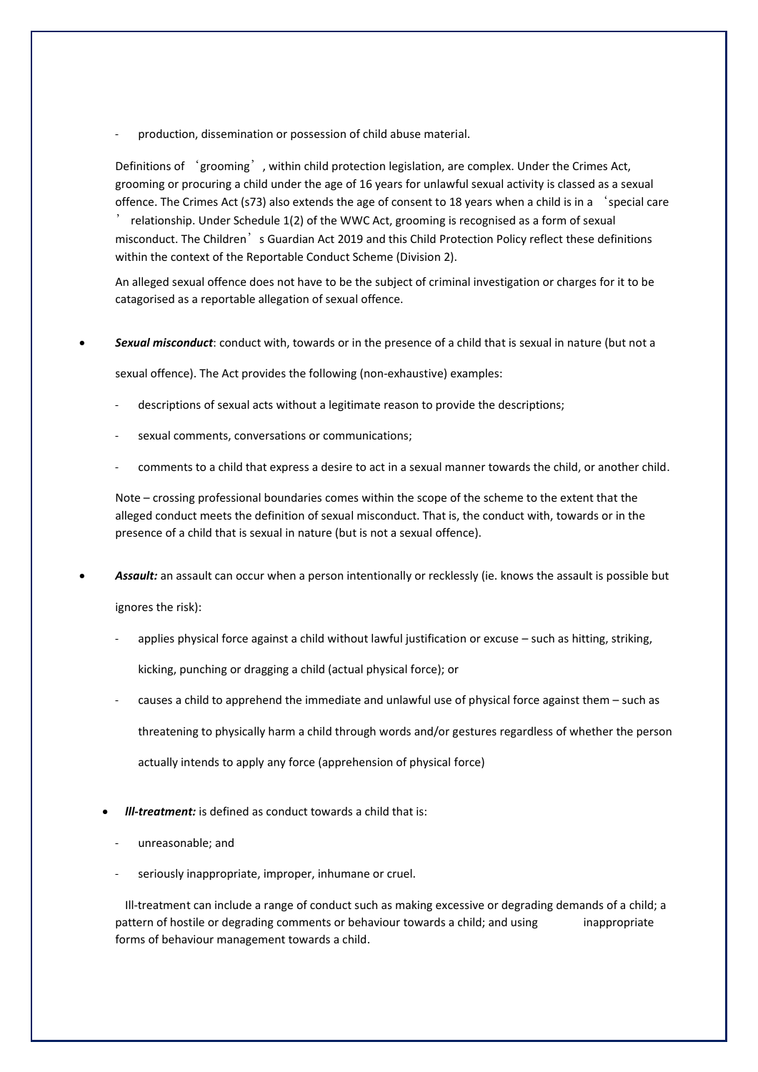- production, dissemination or possession of child abuse material.

Definitions of 'grooming', within child protection legislation, are complex. Under the Crimes Act, grooming or procuring a child under the age of 16 years for unlawful sexual activity is classed as a sexual offence. The Crimes Act (s73) also extends the age of consent to 18 years when a child is in a 'special care' relationship. Under Schedule 1(2) of the WWC Act, grooming is recognised as a form of sexual misconduct. The Children's Guardian Act 2019 and this Child Protection Policy reflect these definitions within the context of the Reportable Conduct Scheme (Division 2).

An alleged sexual offence does not have to be the subject of criminal investigation or charges for it to be catagorised as a reportable allegation of sexual offence.

- ***Sexual misconduct***: conduct with, towards or in the presence of a child that is sexual in nature (but not a sexual offence). The Act provides the following (non-exhaustive) examples:
  - descriptions of sexual acts without a legitimate reason to provide the descriptions;
  - sexual comments, conversations or communications;
  - comments to a child that express a desire to act in a sexual manner towards the child, or another child.

  Note – crossing professional boundaries comes within the scope of the scheme to the extent that the alleged conduct meets the definition of sexual misconduct. That is, the conduct with, towards or in the presence of a child that is sexual in nature (but is not a sexual offence).

- ***Assault:*** an assault can occur when a person intentionally or recklessly (ie. knows the assault is possible but ignores the risk):
  - applies physical force against a child without lawful justification or excuse – such as hitting, striking, kicking, punching or dragging a child (actual physical force); or
  - causes a child to apprehend the immediate and unlawful use of physical force against them – such as threatening to physically harm a child through words and/or gestures regardless of whether the person actually intends to apply any force (apprehension of physical force)

- ***Ill-treatment:*** is defined as conduct towards a child that is:
  - unreasonable; and
  - seriously inappropriate, improper, inhumane or cruel.

  Ill-treatment can include a range of conduct such as making excessive or degrading demands of a child; a pattern of hostile or degrading comments or behaviour towards a child; and using inappropriate forms of behaviour management towards a child.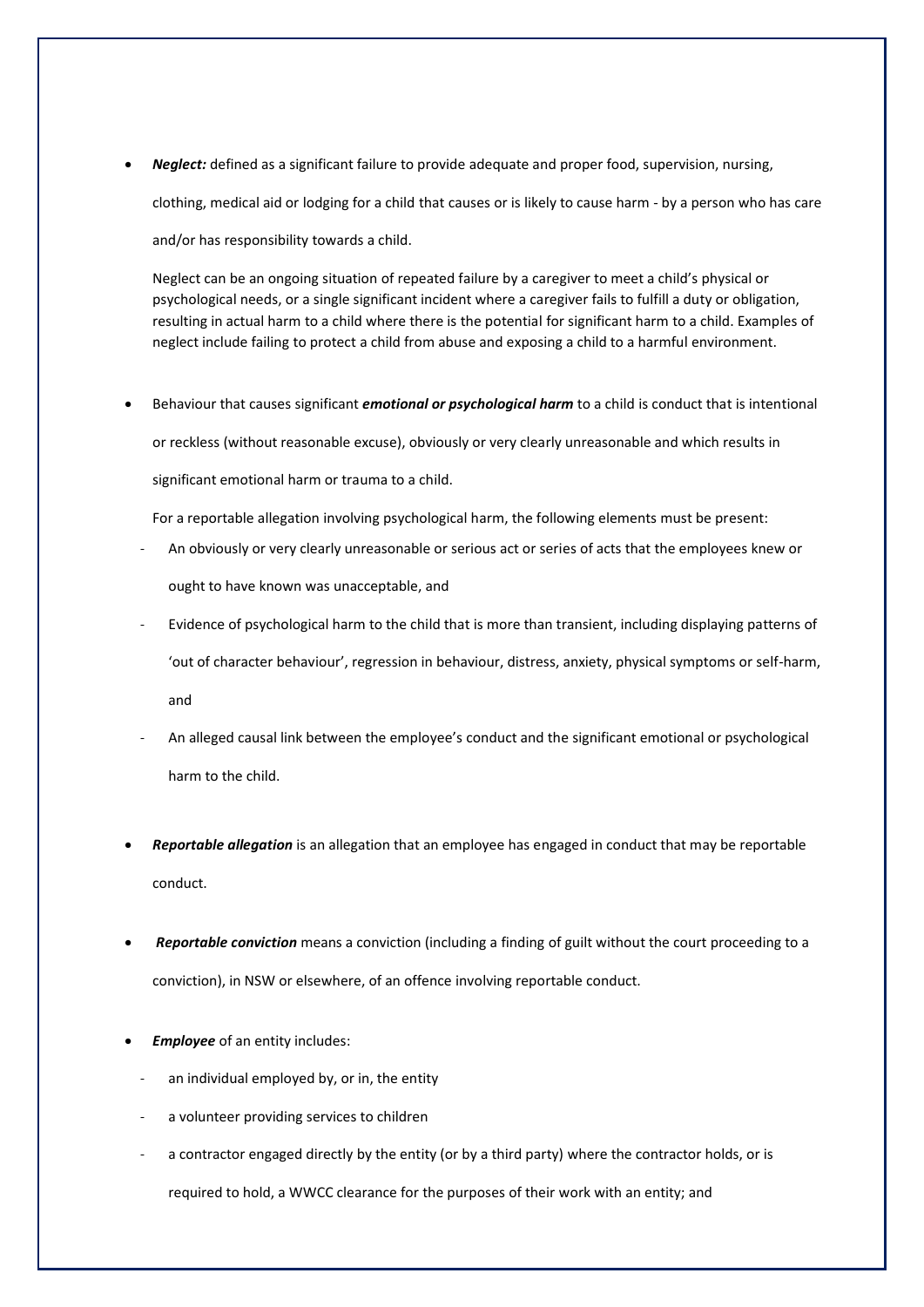- ***Neglect:*** defined as a significant failure to provide adequate and proper food, supervision, nursing, clothing, medical aid or lodging for a child that causes or is likely to cause harm - by a person who has care and/or has responsibility towards a child.

  Neglect can be an ongoing situation of repeated failure by a caregiver to meet a child's physical or psychological needs, or a single significant incident where a caregiver fails to fulfill a duty or obligation, resulting in actual harm to a child where there is the potential for significant harm to a child. Examples of neglect include failing to protect a child from abuse and exposing a child to a harmful environment.

- Behaviour that causes significant ***emotional or psychological harm*** to a child is conduct that is intentional or reckless (without reasonable excuse), obviously or very clearly unreasonable and which results in significant emotional harm or trauma to a child.

  For a reportable allegation involving psychological harm, the following elements must be present:

  - An obviously or very clearly unreasonable or serious act or series of acts that the employees knew or ought to have known was unacceptable, and
  - Evidence of psychological harm to the child that is more than transient, including displaying patterns of 'out of character behaviour', regression in behaviour, distress, anxiety, physical symptoms or self-harm, and
  - An alleged causal link between the employee's conduct and the significant emotional or psychological harm to the child.

- ***Reportable allegation*** is an allegation that an employee has engaged in conduct that may be reportable conduct.

- ***Reportable conviction*** means a conviction (including a finding of guilt without the court proceeding to a conviction), in NSW or elsewhere, of an offence involving reportable conduct.

- ***Employee*** of an entity includes:
  - an individual employed by, or in, the entity
  - a volunteer providing services to children
  - a contractor engaged directly by the entity (or by a third party) where the contractor holds, or is required to hold, a WWCC clearance for the purposes of their work with an entity; and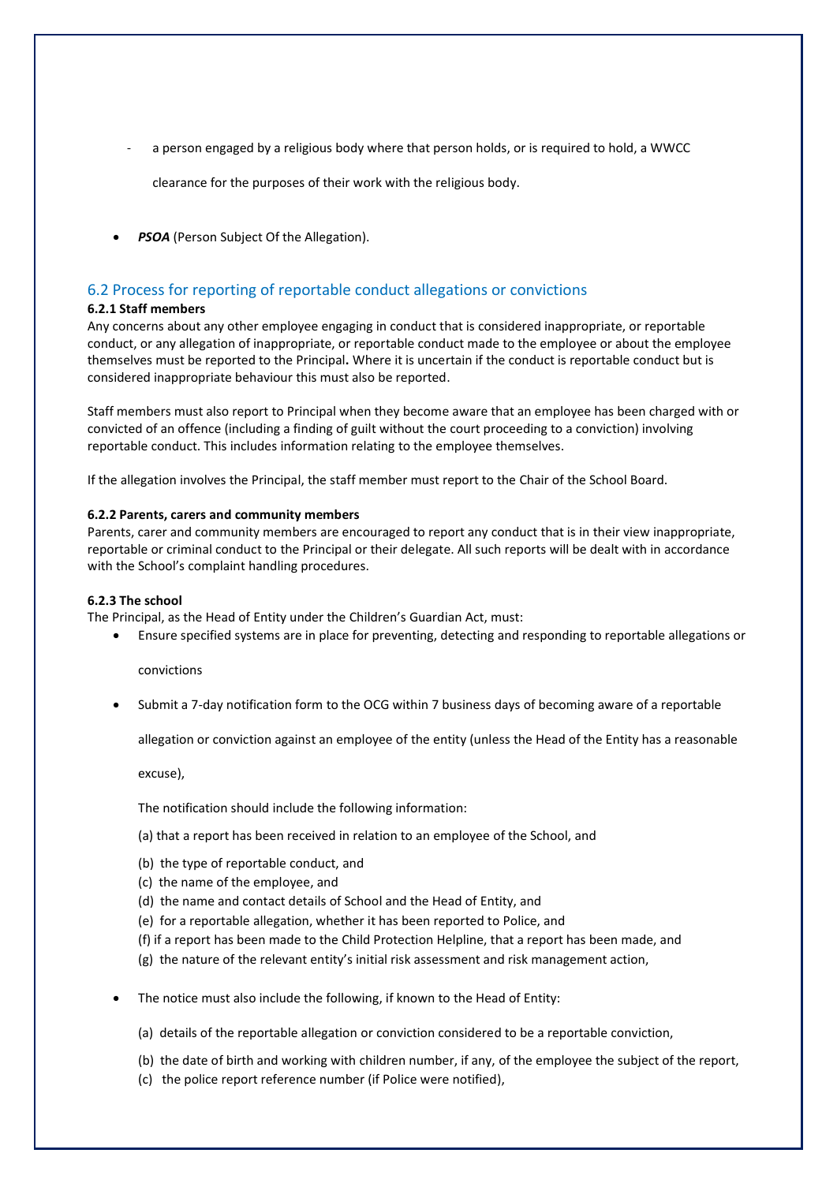- a person engaged by a religious body where that person holds, or is required to hold, a WWCC clearance for the purposes of their work with the religious body.

- ***PSOA*** (Person Subject Of the Allegation).

## 6.2 Process for reporting of reportable conduct allegations or convictions

#### 6.2.1 Staff members

Any concerns about any other employee engaging in conduct that is considered inappropriate, or reportable conduct, or any allegation of inappropriate, or reportable conduct made to the employee or about the employee themselves must be reported to the Principal**.** Where it is uncertain if the conduct is reportable conduct but is considered inappropriate behaviour this must also be reported.

Staff members must also report to Principal when they become aware that an employee has been charged with or convicted of an offence (including a finding of guilt without the court proceeding to a conviction) involving reportable conduct. This includes information relating to the employee themselves.

If the allegation involves the Principal, the staff member must report to the Chair of the School Board.

#### 6.2.2 Parents, carers and community members

Parents, carer and community members are encouraged to report any conduct that is in their view inappropriate, reportable or criminal conduct to the Principal or their delegate. All such reports will be dealt with in accordance with the School's complaint handling procedures.

#### 6.2.3 The school

The Principal, as the Head of Entity under the Children's Guardian Act, must:

- Ensure specified systems are in place for preventing, detecting and responding to reportable allegations or convictions
- Submit a 7-day notification form to the OCG within 7 business days of becoming aware of a reportable allegation or conviction against an employee of the entity (unless the Head of the Entity has a reasonable excuse),

  The notification should include the following information:

  (a) that a report has been received in relation to an employee of the School, and

  (b) the type of reportable conduct, and

  (c) the name of the employee, and

  (d) the name and contact details of School and the Head of Entity, and

  (e) for a reportable allegation, whether it has been reported to Police, and

  (f) if a report has been made to the Child Protection Helpline, that a report has been made, and

  (g) the nature of the relevant entity's initial risk assessment and risk management action,

- The notice must also include the following, if known to the Head of Entity:

  (a) details of the reportable allegation or conviction considered to be a reportable conviction,

  (b) the date of birth and working with children number, if any, of the employee the subject of the report,

  (c) the police report reference number (if Police were notified),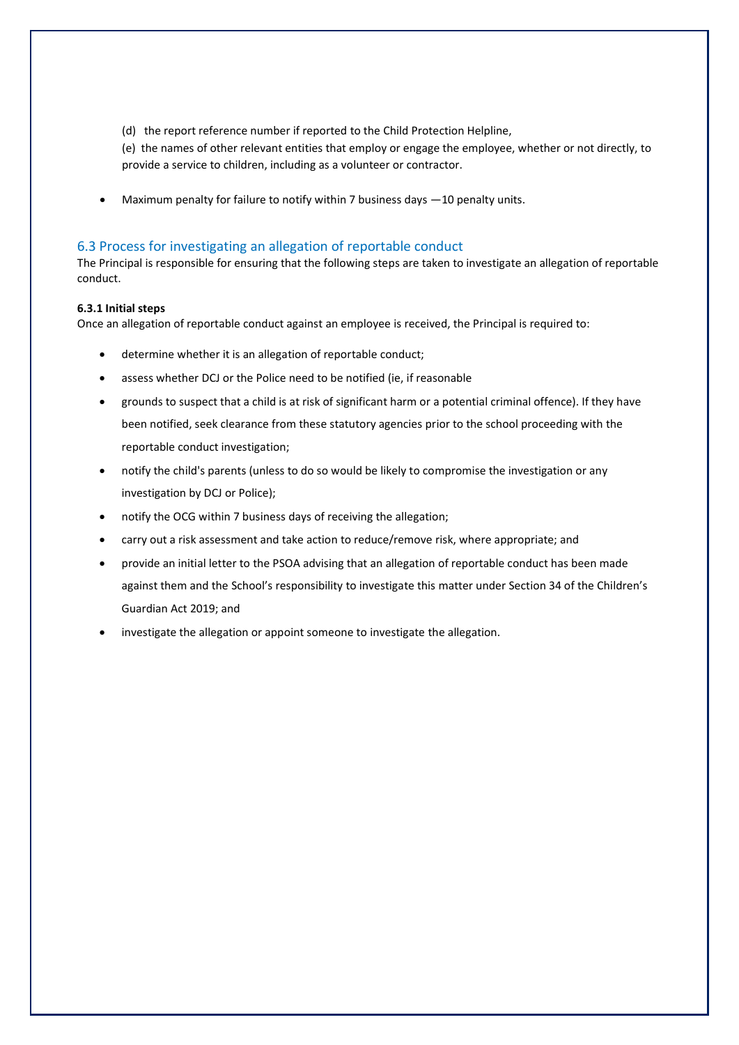(d) the report reference number if reported to the Child Protection Helpline,

(e) the names of other relevant entities that employ or engage the employee, whether or not directly, to provide a service to children, including as a volunteer or contractor.

- Maximum penalty for failure to notify within 7 business days —10 penalty units.

## 6.3 Process for investigating an allegation of reportable conduct

The Principal is responsible for ensuring that the following steps are taken to investigate an allegation of reportable conduct.

**6.3.1 Initial steps**

Once an allegation of reportable conduct against an employee is received, the Principal is required to:

- determine whether it is an allegation of reportable conduct;
- assess whether DCJ or the Police need to be notified (ie, if reasonable
- grounds to suspect that a child is at risk of significant harm or a potential criminal offence). If they have been notified, seek clearance from these statutory agencies prior to the school proceeding with the reportable conduct investigation;
- notify the child's parents (unless to do so would be likely to compromise the investigation or any investigation by DCJ or Police);
- notify the OCG within 7 business days of receiving the allegation;
- carry out a risk assessment and take action to reduce/remove risk, where appropriate; and
- provide an initial letter to the PSOA advising that an allegation of reportable conduct has been made against them and the School's responsibility to investigate this matter under Section 34 of the Children's Guardian Act 2019; and
- investigate the allegation or appoint someone to investigate the allegation.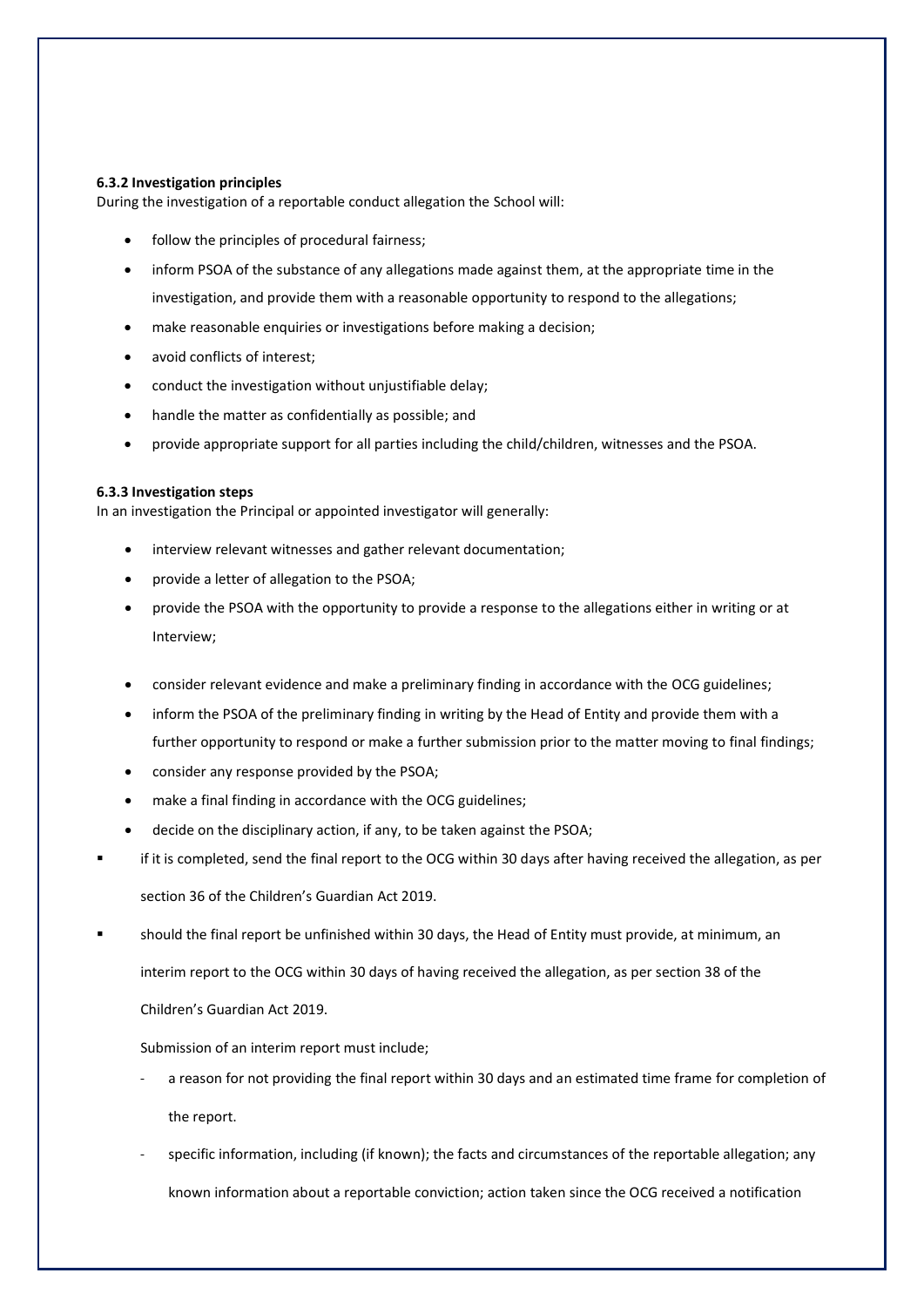#### 6.3.2 Investigation principles

During the investigation of a reportable conduct allegation the School will:

- follow the principles of procedural fairness;
- inform PSOA of the substance of any allegations made against them, at the appropriate time in the investigation, and provide them with a reasonable opportunity to respond to the allegations;
- make reasonable enquiries or investigations before making a decision;
- avoid conflicts of interest;
- conduct the investigation without unjustifiable delay;
- handle the matter as confidentially as possible; and
- provide appropriate support for all parties including the child/children, witnesses and the PSOA.

#### 6.3.3 Investigation steps

In an investigation the Principal or appointed investigator will generally:

- interview relevant witnesses and gather relevant documentation;
- provide a letter of allegation to the PSOA;
- provide the PSOA with the opportunity to provide a response to the allegations either in writing or at Interview;
- consider relevant evidence and make a preliminary finding in accordance with the OCG guidelines;
- inform the PSOA of the preliminary finding in writing by the Head of Entity and provide them with a further opportunity to respond or make a further submission prior to the matter moving to final findings;
- consider any response provided by the PSOA;
- make a final finding in accordance with the OCG guidelines;
- decide on the disciplinary action, if any, to be taken against the PSOA;
- if it is completed, send the final report to the OCG within 30 days after having received the allegation, as per section 36 of the Children's Guardian Act 2019.
- should the final report be unfinished within 30 days, the Head of Entity must provide, at minimum, an interim report to the OCG within 30 days of having received the allegation, as per section 38 of the Children's Guardian Act 2019.

  Submission of an interim report must include;

  - a reason for not providing the final report within 30 days and an estimated time frame for completion of the report.
  - specific information, including (if known); the facts and circumstances of the reportable allegation; any known information about a reportable conviction; action taken since the OCG received a notification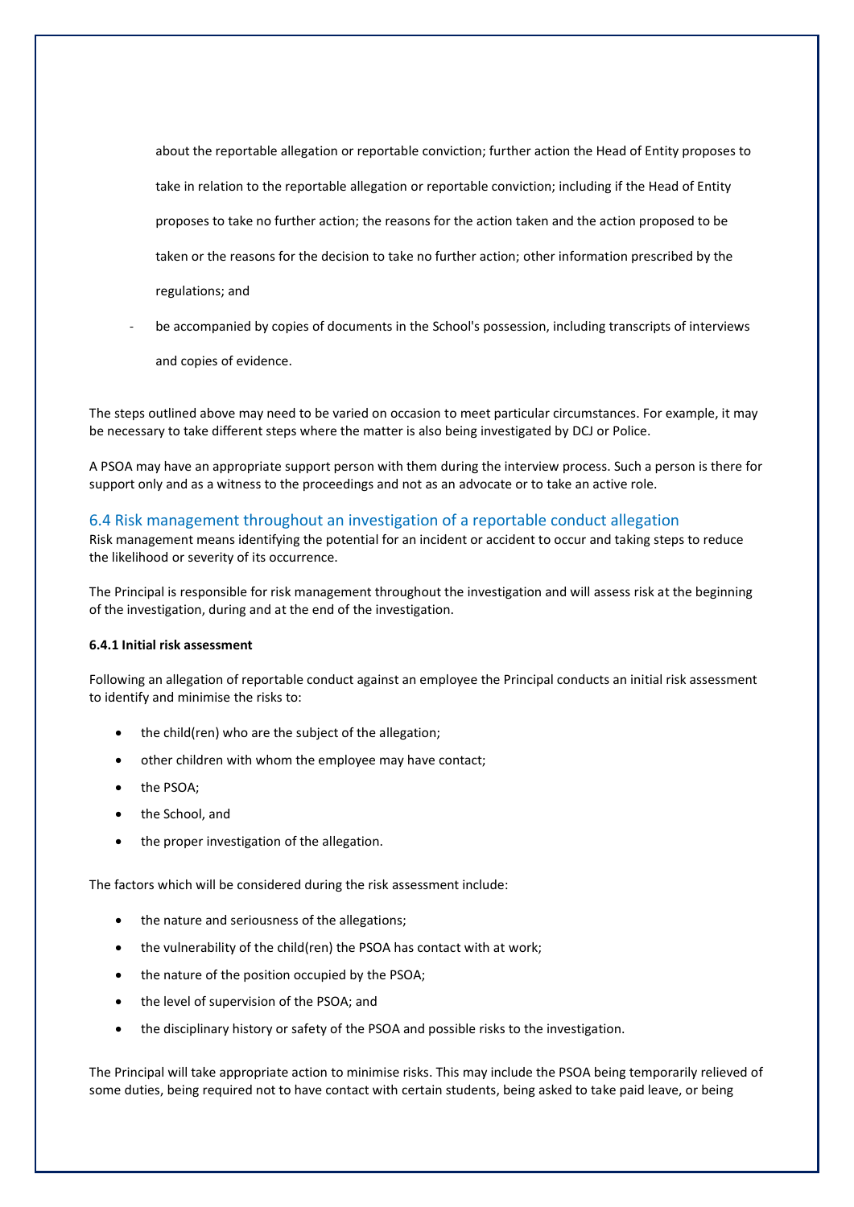about the reportable allegation or reportable conviction; further action the Head of Entity proposes to take in relation to the reportable allegation or reportable conviction; including if the Head of Entity proposes to take no further action; the reasons for the action taken and the action proposed to be taken or the reasons for the decision to take no further action; other information prescribed by the regulations; and

- be accompanied by copies of documents in the School's possession, including transcripts of interviews and copies of evidence.

The steps outlined above may need to be varied on occasion to meet particular circumstances. For example, it may be necessary to take different steps where the matter is also being investigated by DCJ or Police.

A PSOA may have an appropriate support person with them during the interview process. Such a person is there for support only and as a witness to the proceedings and not as an advocate or to take an active role.

## 6.4 Risk management throughout an investigation of a reportable conduct allegation

Risk management means identifying the potential for an incident or accident to occur and taking steps to reduce the likelihood or severity of its occurrence.

The Principal is responsible for risk management throughout the investigation and will assess risk at the beginning of the investigation, during and at the end of the investigation.

**6.4.1 Initial risk assessment**

Following an allegation of reportable conduct against an employee the Principal conducts an initial risk assessment to identify and minimise the risks to:

- the child(ren) who are the subject of the allegation;
- other children with whom the employee may have contact;
- the PSOA;
- the School, and
- the proper investigation of the allegation.

The factors which will be considered during the risk assessment include:

- the nature and seriousness of the allegations;
- the vulnerability of the child(ren) the PSOA has contact with at work;
- the nature of the position occupied by the PSOA;
- the level of supervision of the PSOA; and
- the disciplinary history or safety of the PSOA and possible risks to the investigation.

The Principal will take appropriate action to minimise risks. This may include the PSOA being temporarily relieved of some duties, being required not to have contact with certain students, being asked to take paid leave, or being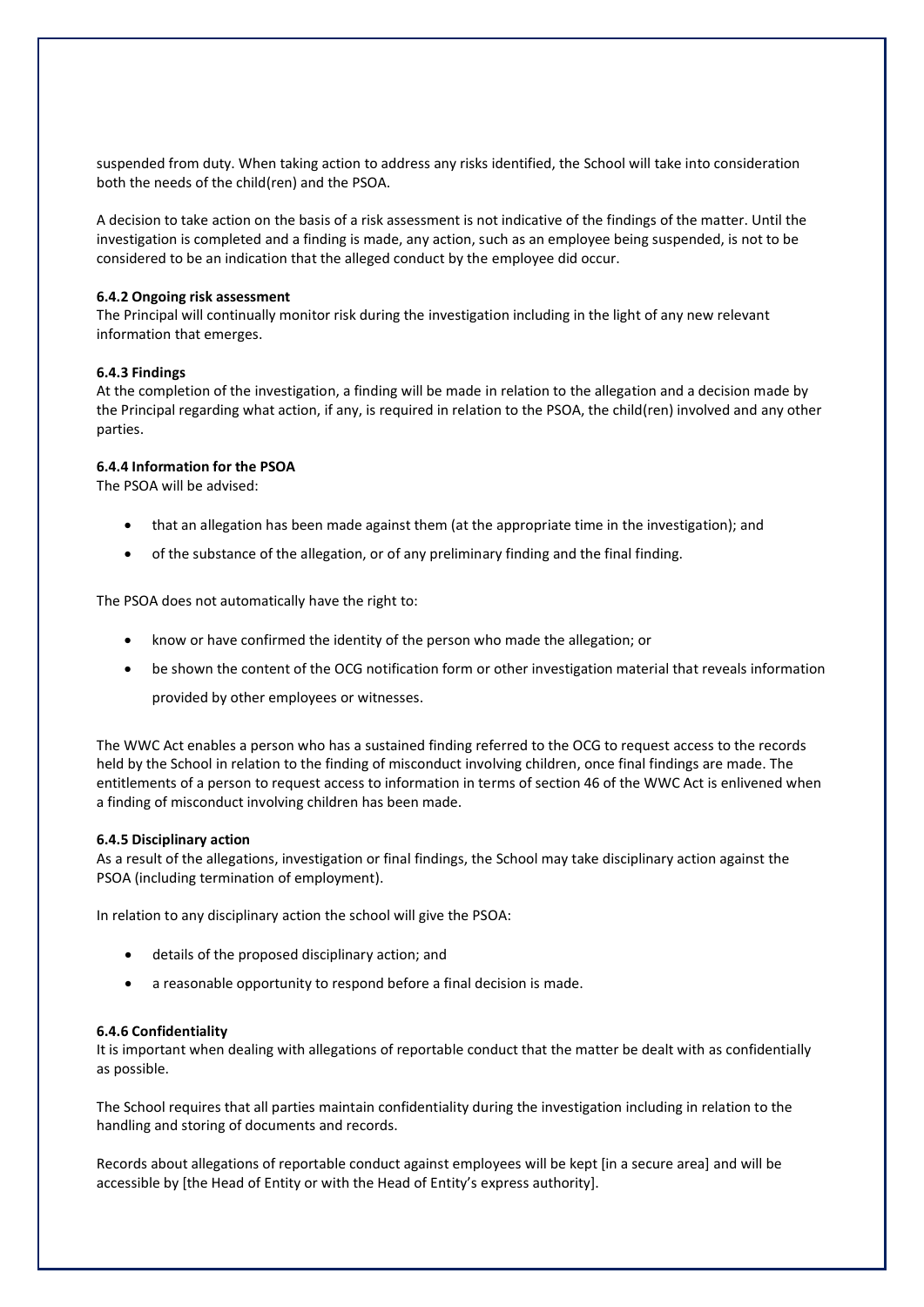suspended from duty. When taking action to address any risks identified, the School will take into consideration both the needs of the child(ren) and the PSOA.

A decision to take action on the basis of a risk assessment is not indicative of the findings of the matter. Until the investigation is completed and a finding is made, any action, such as an employee being suspended, is not to be considered to be an indication that the alleged conduct by the employee did occur.

**6.4.2 Ongoing risk assessment**
The Principal will continually monitor risk during the investigation including in the light of any new relevant information that emerges.

**6.4.3 Findings**
At the completion of the investigation, a finding will be made in relation to the allegation and a decision made by the Principal regarding what action, if any, is required in relation to the PSOA, the child(ren) involved and any other parties.

**6.4.4 Information for the PSOA**
The PSOA will be advised:

- that an allegation has been made against them (at the appropriate time in the investigation); and
- of the substance of the allegation, or of any preliminary finding and the final finding.

The PSOA does not automatically have the right to:

- know or have confirmed the identity of the person who made the allegation; or
- be shown the content of the OCG notification form or other investigation material that reveals information provided by other employees or witnesses.

The WWC Act enables a person who has a sustained finding referred to the OCG to request access to the records held by the School in relation to the finding of misconduct involving children, once final findings are made. The entitlements of a person to request access to information in terms of section 46 of the WWC Act is enlivened when a finding of misconduct involving children has been made.

**6.4.5 Disciplinary action**
As a result of the allegations, investigation or final findings, the School may take disciplinary action against the PSOA (including termination of employment).

In relation to any disciplinary action the school will give the PSOA:

- details of the proposed disciplinary action; and
- a reasonable opportunity to respond before a final decision is made.

**6.4.6 Confidentiality**
It is important when dealing with allegations of reportable conduct that the matter be dealt with as confidentially as possible.

The School requires that all parties maintain confidentiality during the investigation including in relation to the handling and storing of documents and records.

Records about allegations of reportable conduct against employees will be kept [in a secure area] and will be accessible by [the Head of Entity or with the Head of Entity's express authority].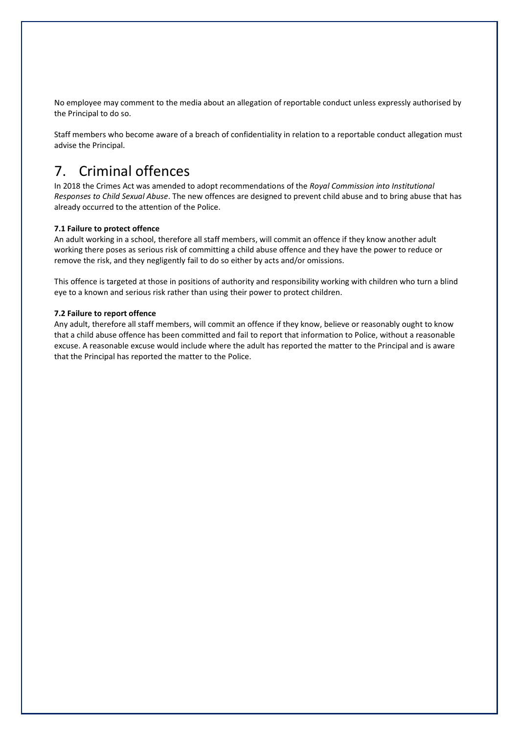No employee may comment to the media about an allegation of reportable conduct unless expressly authorised by the Principal to do so.

Staff members who become aware of a breach of confidentiality in relation to a reportable conduct allegation must advise the Principal.

# 7. Criminal offences

In 2018 the Crimes Act was amended to adopt recommendations of the *Royal Commission into Institutional Responses to Child Sexual Abuse*. The new offences are designed to prevent child abuse and to bring abuse that has already occurred to the attention of the Police.

**7.1 Failure to protect offence**

An adult working in a school, therefore all staff members, will commit an offence if they know another adult working there poses as serious risk of committing a child abuse offence and they have the power to reduce or remove the risk, and they negligently fail to do so either by acts and/or omissions.

This offence is targeted at those in positions of authority and responsibility working with children who turn a blind eye to a known and serious risk rather than using their power to protect children.

**7.2 Failure to report offence**

Any adult, therefore all staff members, will commit an offence if they know, believe or reasonably ought to know that a child abuse offence has been committed and fail to report that information to Police, without a reasonable excuse. A reasonable excuse would include where the adult has reported the matter to the Principal and is aware that the Principal has reported the matter to the Police.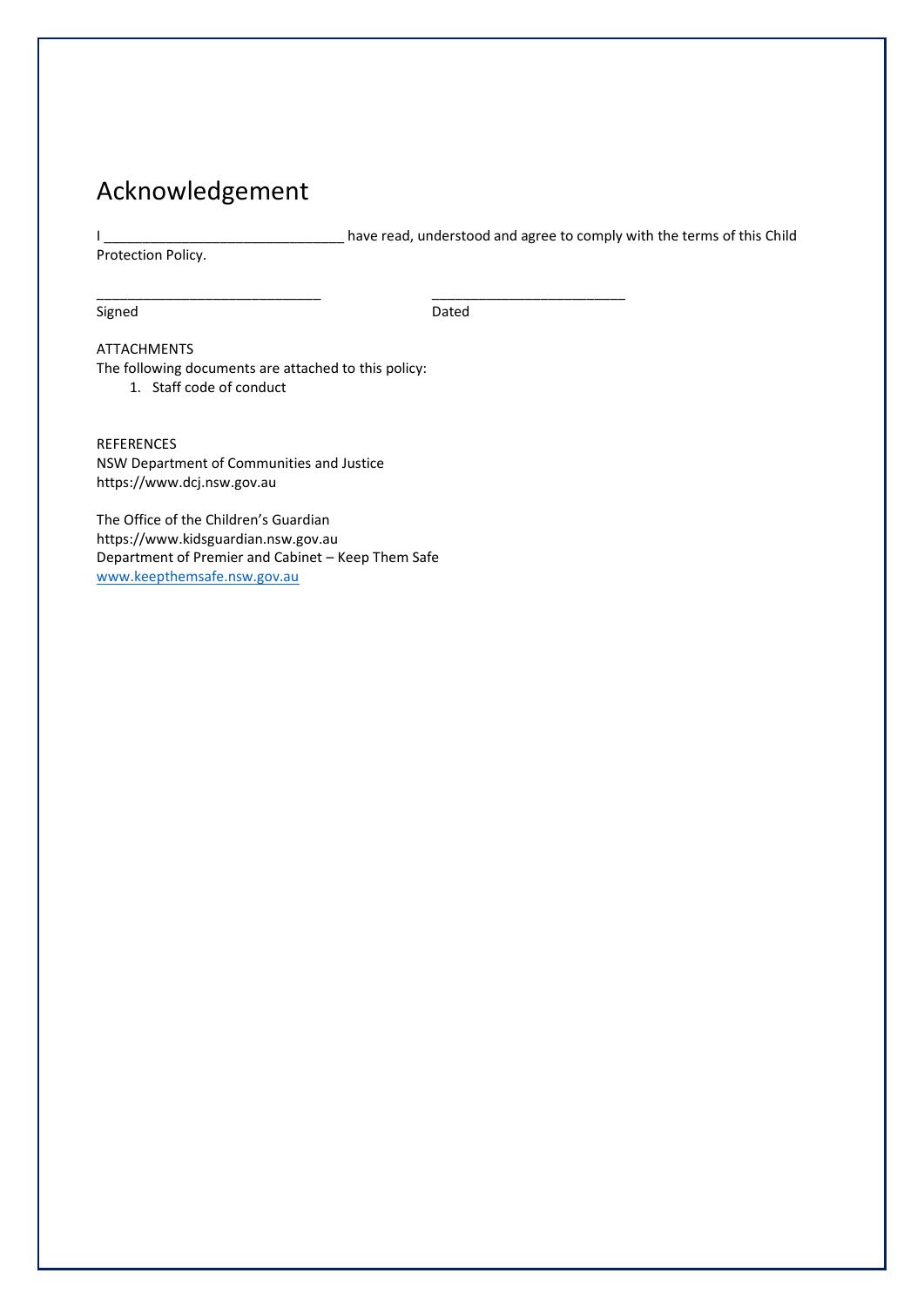# Acknowledgement

I ______________________________ have read, understood and agree to comply with the terms of this Child Protection Policy.

____________________________ ________________________

Signed Dated

ATTACHMENTS
The following documents are attached to this policy:

1. Staff code of conduct

REFERENCES
NSW Department of Communities and Justice
https://www.dcj.nsw.gov.au

The Office of the Children's Guardian
https://www.kidsguardian.nsw.gov.au
Department of Premier and Cabinet – Keep Them Safe
[www.keepthemsafe.nsw.gov.au](http://www.keepthemsafe.nsw.gov.au)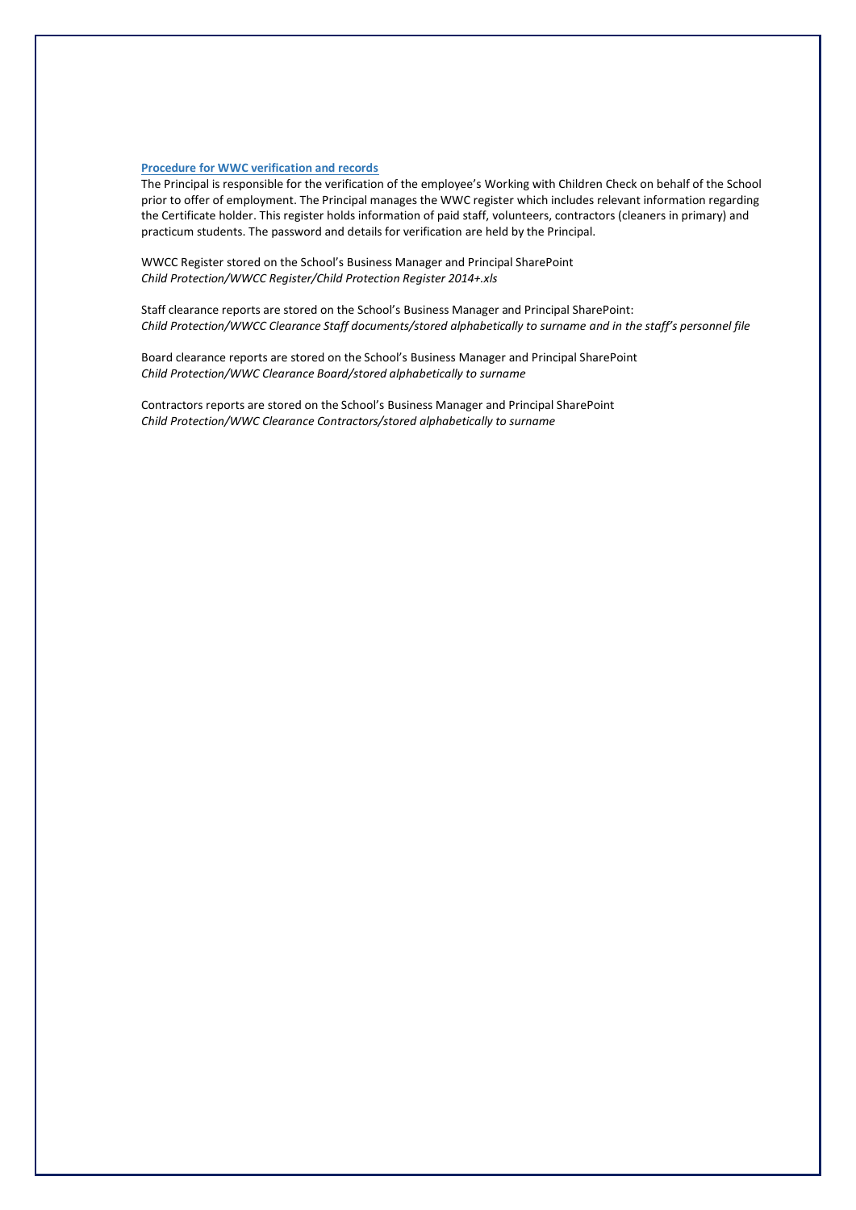## Procedure for WWC verification and records

The Principal is responsible for the verification of the employee's Working with Children Check on behalf of the School prior to offer of employment. The Principal manages the WWC register which includes relevant information regarding the Certificate holder. This register holds information of paid staff, volunteers, contractors (cleaners in primary) and practicum students. The password and details for verification are held by the Principal.

WWCC Register stored on the School's Business Manager and Principal SharePoint
*Child Protection/WWCC Register/Child Protection Register 2014+.xls*

Staff clearance reports are stored on the School's Business Manager and Principal SharePoint:
*Child Protection/WWCC Clearance Staff documents/stored alphabetically to surname and in the staff's personnel file*

Board clearance reports are stored on the School's Business Manager and Principal SharePoint
*Child Protection/WWC Clearance Board/stored alphabetically to surname*

Contractors reports are stored on the School's Business Manager and Principal SharePoint
*Child Protection/WWC Clearance Contractors/stored alphabetically to surname*